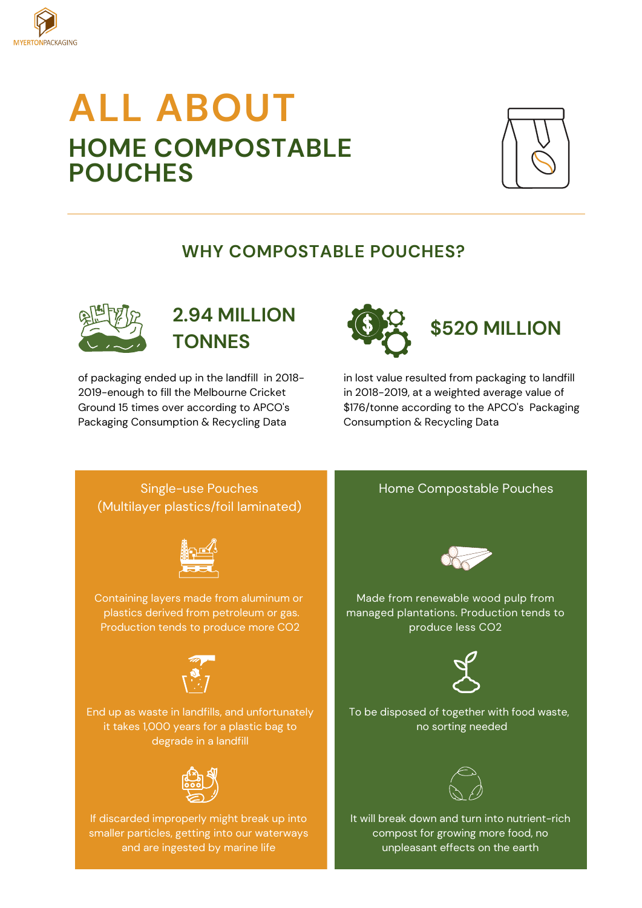MYERTONPACKAGING

# ALL ABOUT
# HOME COMPOSTABLE POUCHES

---

## WHY COMPOSTABLE POUCHES?

### 2.94 MILLION TONNES

of packaging ended up in the landfill in 2018-2019-enough to fill the Melbourne Cricket Ground 15 times over according to APCO's Packaging Consumption & Recycling Data

### $520 MILLION

in lost value resulted from packaging to landfill in 2018-2019, at a weighted average value of $176/tonne according to the APCO's Packaging Consumption & Recycling Data

| Single-use Pouches (Multilayer plastics/foil laminated) | Home Compostable Pouches |
| --- | --- |
| Containing layers made from aluminum or plastics derived from petroleum or gas. Production tends to produce more $CO_2$ | Made from renewable wood pulp from managed plantations. Production tends to produce less $CO_2$ |
| End up as waste in landfills, and unfortunately it takes 1,000 years for a plastic bag to degrade in a landfill | To be disposed of together with food waste, no sorting needed |
| If discarded improperly might break up into smaller particles, getting into our waterways and are ingested by marine life | It will break down and turn into nutrient-rich compost for growing more food, no unpleasant effects on the earth |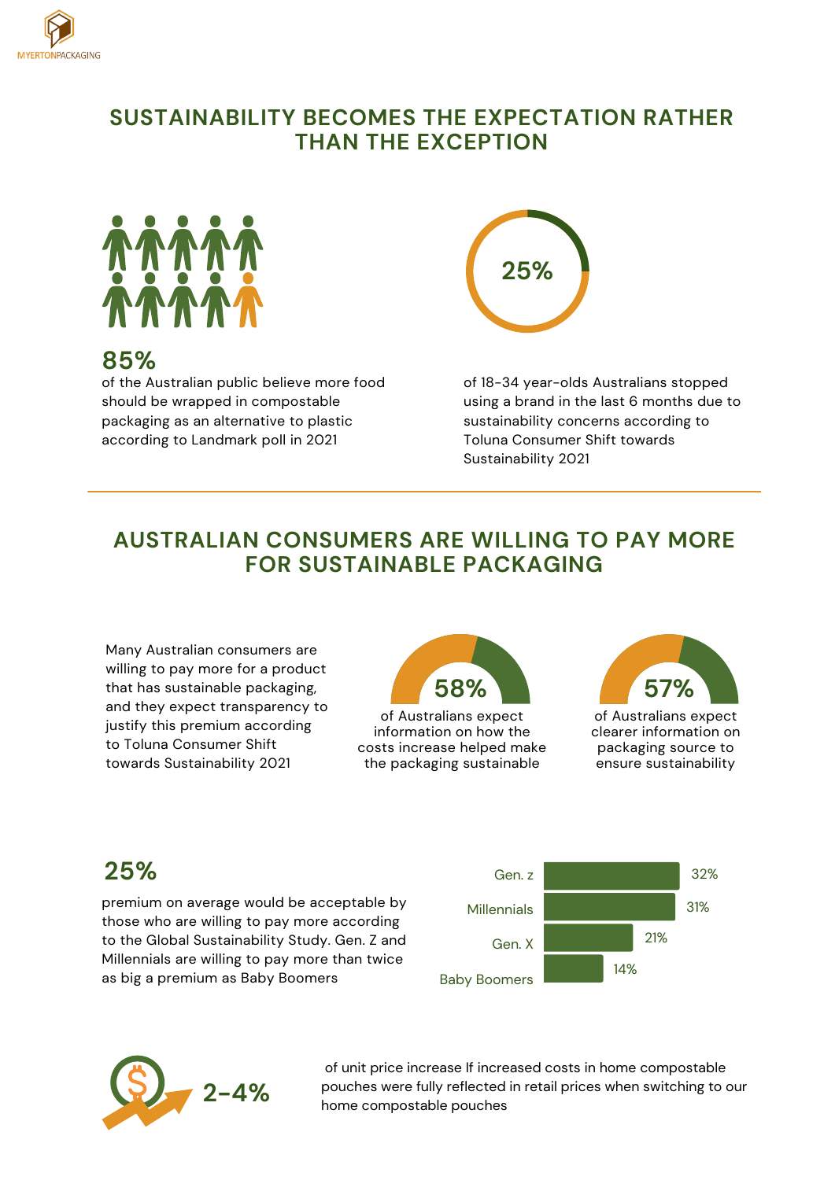## SUSTAINABILITY BECOMES THE EXPECTATION RATHER THAN THE EXCEPTION

**85%**

of the Australian public believe more food should be wrapped in compostable packaging as an alternative to plastic according to Landmark poll in 2021

**25%**

of 18-34 year-olds Australians stopped using a brand in the last 6 months due to sustainability concerns according to Toluna Consumer Shift towards Sustainability 2021

## AUSTRALIAN CONSUMERS ARE WILLING TO PAY MORE FOR SUSTAINABLE PACKAGING

Many Australian consumers are willing to pay more for a product that has sustainable packaging, and they expect transparency to justify this premium according to Toluna Consumer Shift towards Sustainability 2021

**58%**

of Australians expect information on how the costs increase helped make the packaging sustainable

**57%**

of Australians expect clearer information on packaging source to ensure sustainability

**25%**

premium on average would be acceptable by those who are willing to pay more according to the Global Sustainability Study. Gen. Z and Millennials are willing to pay more than twice as big a premium as Baby Boomers

| Generation | Premium |
|---|---|
| Gen. z | 32% |
| Millennials | 31% |
| Gen. X | 21% |
| Baby Boomers | 14% |

**2-4%**

of unit price increase If increased costs in home compostable pouches were fully reflected in retail prices when switching to our home compostable pouches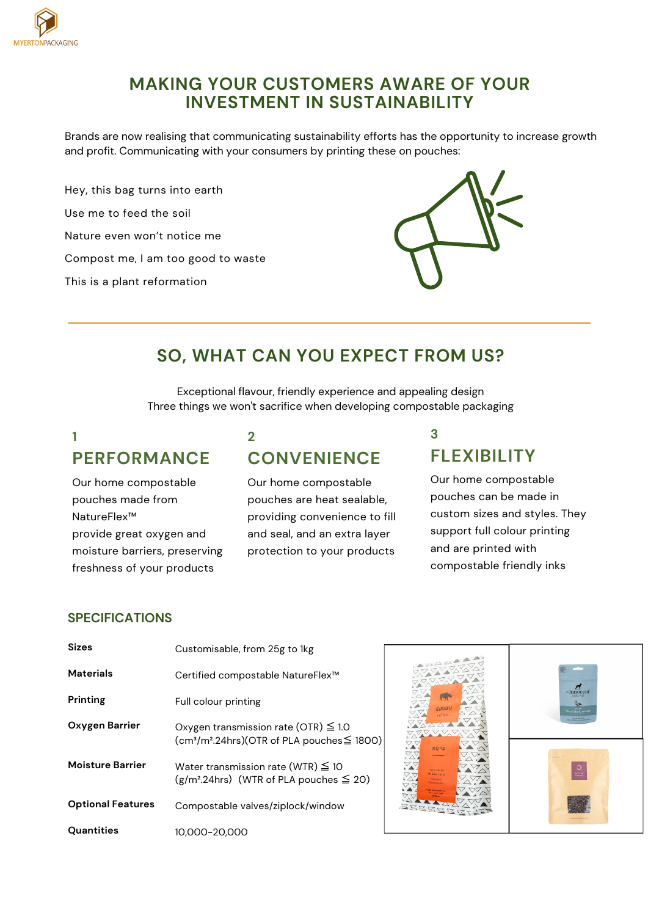# MAKING YOUR CUSTOMERS AWARE OF YOUR INVESTMENT IN SUSTAINABILITY

Brands are now realising that communicating sustainability efforts has the opportunity to increase growth and profit. Communicating with your consumers by printing these on pouches:

Hey, this bag turns into earth

Use me to feed the soil

Nature even won't notice me

Compost me, I am too good to waste

This is a plant reformation

---

## SO, WHAT CAN YOU EXPECT FROM US?

Exceptional flavour, friendly experience and appealing design
Three things we won't sacrifice when developing compostable packaging

### 1 PERFORMANCE

Our home compostable pouches made from NatureFlex™ provide great oxygen and moisture barriers, preserving freshness of your products

### 2 CONVENIENCE

Our home compostable pouches are heat sealable, providing convenience to fill and seal, and an extra layer protection to your products

### 3 FLEXIBILITY

Our home compostable pouches can be made in custom sizes and styles. They support full colour printing and are printed with compostable friendly inks

## SPECIFICATIONS

| | |
|---|---|
| **Sizes** | Customisable, from 25g to 1kg |
| **Materials** | Certified compostable NatureFlex™ |
| **Printing** | Full colour printing |
| **Oxygen Barrier** | Oxygen transmission rate (OTR) ≦ 1.0 ($cm^3/m^2$.24hrs)(OTR of PLA pouches≦ 1800) |
| **Moisture Barrier** | Water transmission rate (WTR) ≦ 10 ($g/m^2$.24hrs) (WTR of PLA pouches ≦ 20) |
| **Optional Features** | Compostable valves/ziplock/window |
| **Quantities** | 10,000-20,000 |